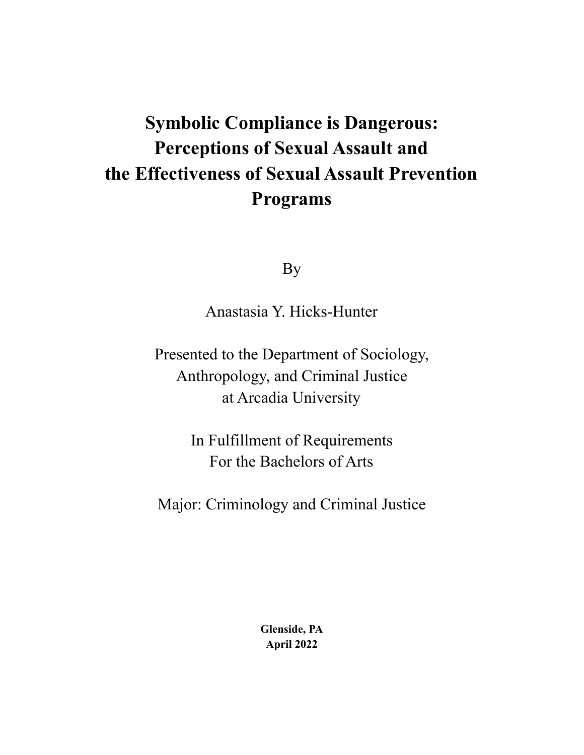# Symbolic Compliance is Dangerous: Perceptions of Sexual Assault and the Effectiveness of Sexual Assault Prevention Programs

By

Anastasia Y. Hicks-Hunter

Presented to the Department of Sociology,
Anthropology, and Criminal Justice
at Arcadia University

In Fulfillment of Requirements
For the Bachelors of Arts

Major: Criminology and Criminal Justice

**Glenside, PA**
**April 2022**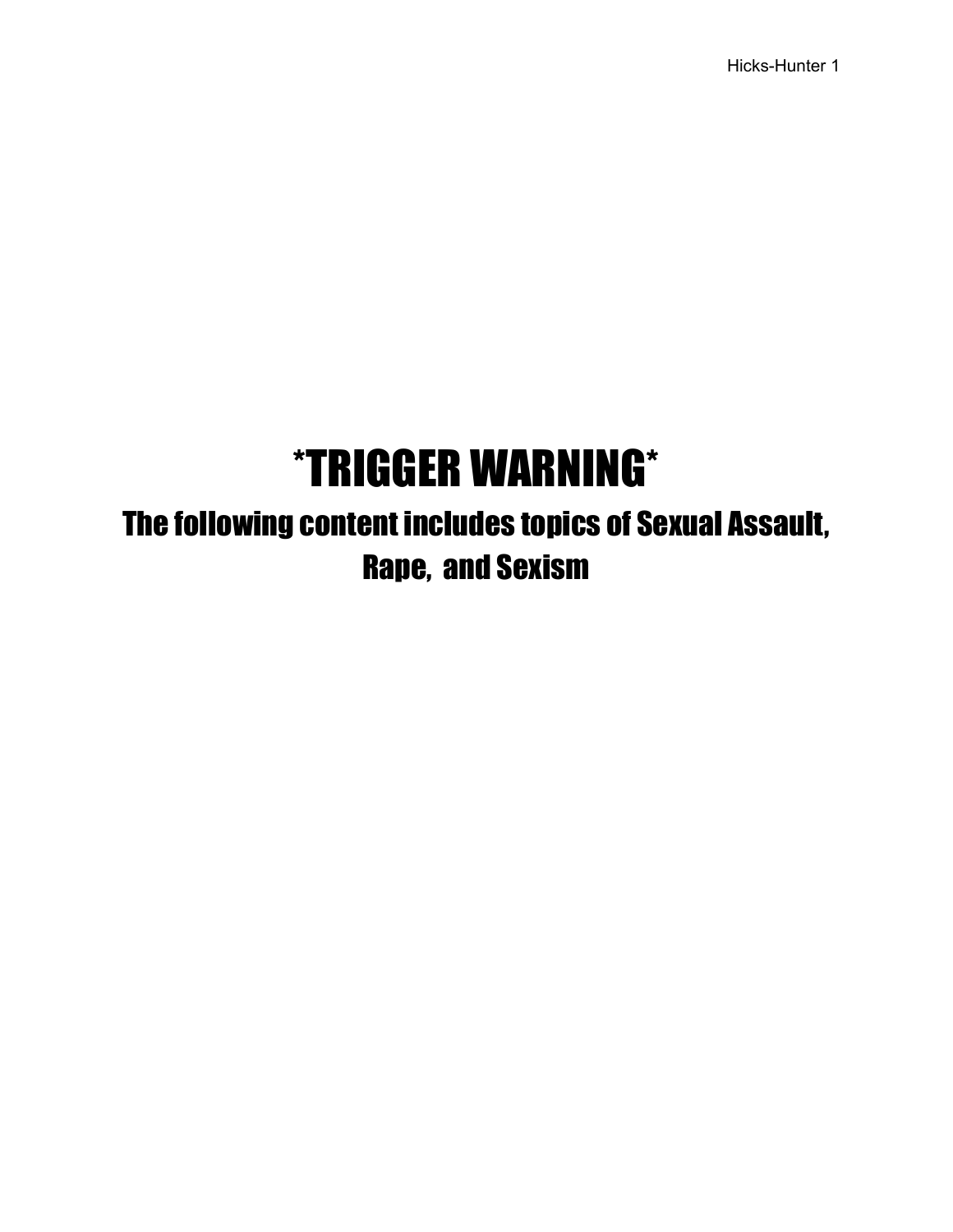# *TRIGGER WARNING*

## The following content includes topics of Sexual Assault, Rape, and Sexism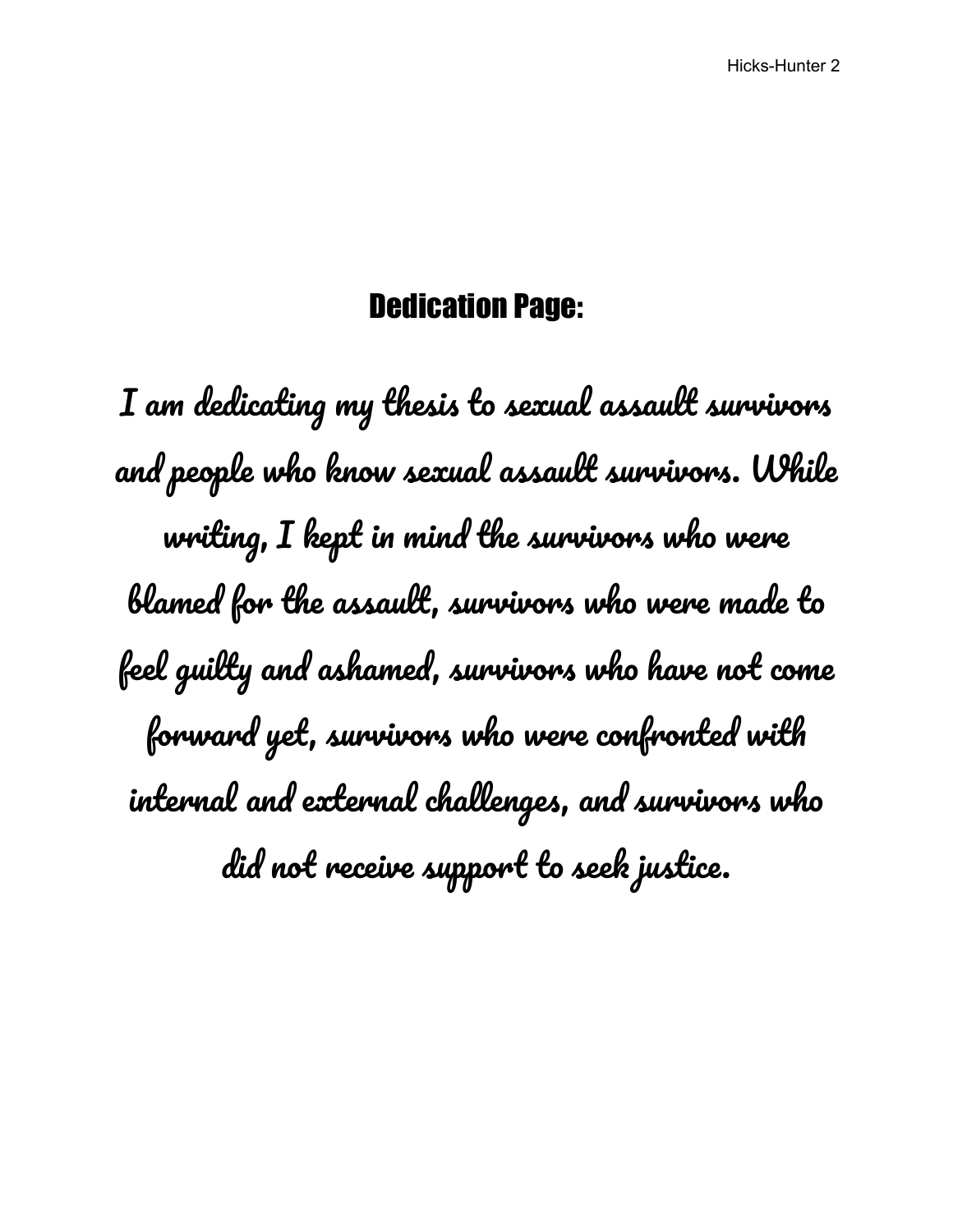## Dedication Page:

I am dedicating my thesis to sexual assault survivors and people who know sexual assault survivors. While writing, I kept in mind the survivors who were blamed for the assault, survivors who were made to feel guilty and ashamed, survivors who have not come forward yet, survivors who were confronted with internal and external challenges, and survivors who did not receive support to seek justice.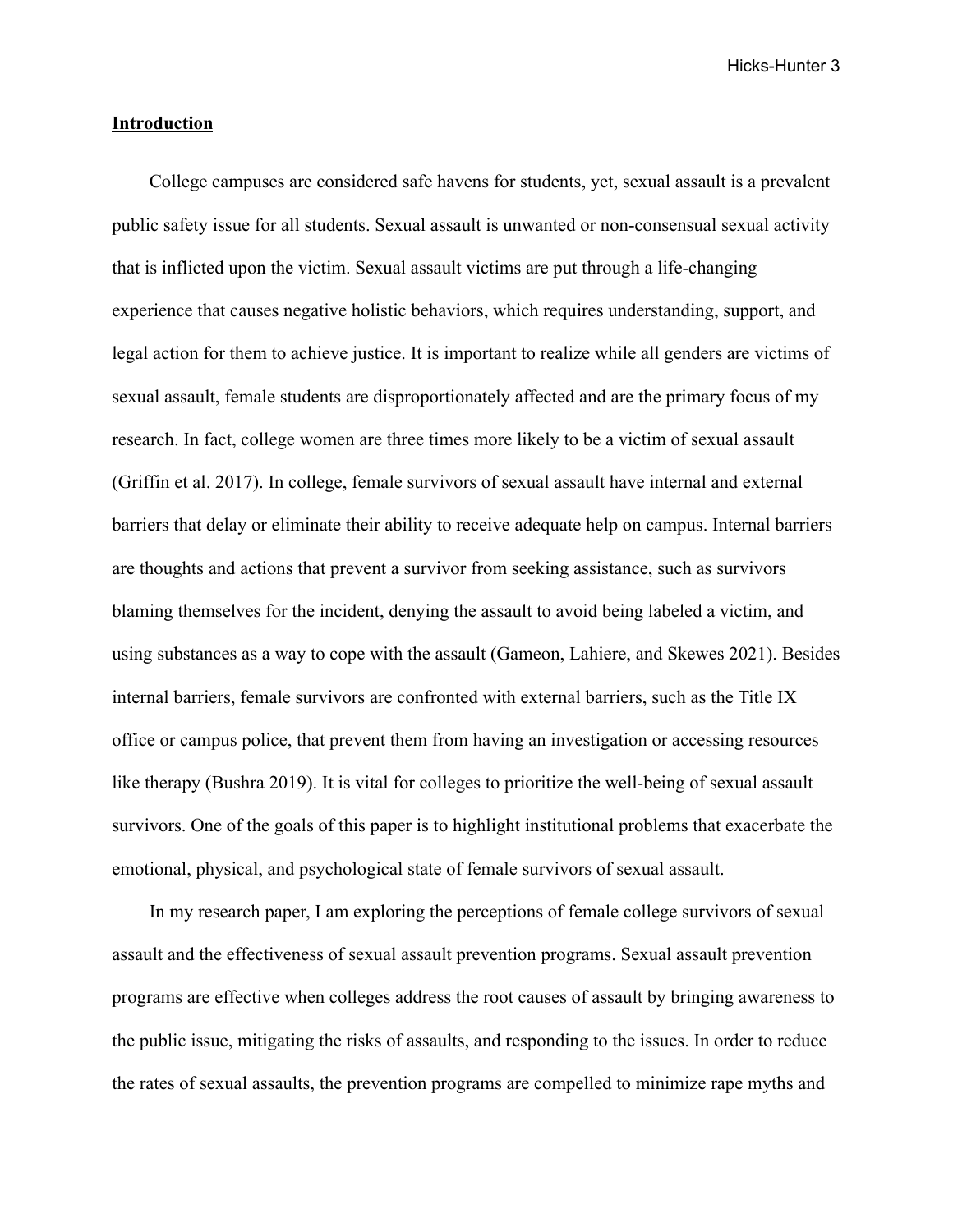## **Introduction**

College campuses are considered safe havens for students, yet, sexual assault is a prevalent public safety issue for all students. Sexual assault is unwanted or non-consensual sexual activity that is inflicted upon the victim. Sexual assault victims are put through a life-changing experience that causes negative holistic behaviors, which requires understanding, support, and legal action for them to achieve justice. It is important to realize while all genders are victims of sexual assault, female students are disproportionately affected and are the primary focus of my research. In fact, college women are three times more likely to be a victim of sexual assault (Griffin et al. 2017). In college, female survivors of sexual assault have internal and external barriers that delay or eliminate their ability to receive adequate help on campus. Internal barriers are thoughts and actions that prevent a survivor from seeking assistance, such as survivors blaming themselves for the incident, denying the assault to avoid being labeled a victim, and using substances as a way to cope with the assault (Gameon, Lahiere, and Skewes 2021). Besides internal barriers, female survivors are confronted with external barriers, such as the Title IX office or campus police, that prevent them from having an investigation or accessing resources like therapy (Bushra 2019). It is vital for colleges to prioritize the well-being of sexual assault survivors. One of the goals of this paper is to highlight institutional problems that exacerbate the emotional, physical, and psychological state of female survivors of sexual assault.

In my research paper, I am exploring the perceptions of female college survivors of sexual assault and the effectiveness of sexual assault prevention programs. Sexual assault prevention programs are effective when colleges address the root causes of assault by bringing awareness to the public issue, mitigating the risks of assaults, and responding to the issues. In order to reduce the rates of sexual assaults, the prevention programs are compelled to minimize rape myths and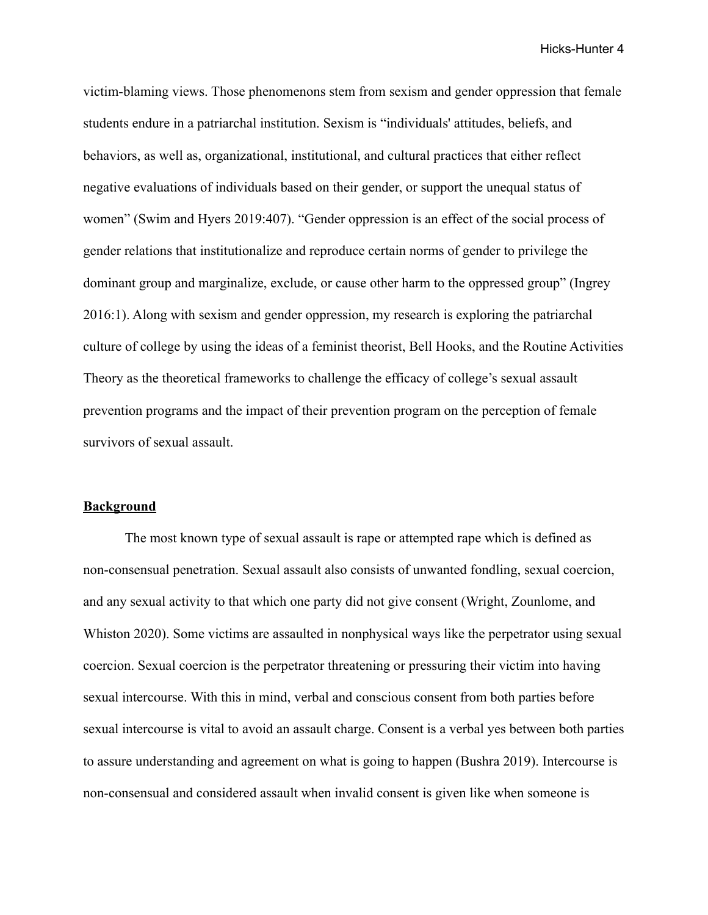victim-blaming views. Those phenomenons stem from sexism and gender oppression that female students endure in a patriarchal institution. Sexism is "individuals' attitudes, beliefs, and behaviors, as well as, organizational, institutional, and cultural practices that either reflect negative evaluations of individuals based on their gender, or support the unequal status of women" (Swim and Hyers 2019:407). "Gender oppression is an effect of the social process of gender relations that institutionalize and reproduce certain norms of gender to privilege the dominant group and marginalize, exclude, or cause other harm to the oppressed group" (Ingrey 2016:1). Along with sexism and gender oppression, my research is exploring the patriarchal culture of college by using the ideas of a feminist theorist, Bell Hooks, and the Routine Activities Theory as the theoretical frameworks to challenge the efficacy of college's sexual assault prevention programs and the impact of their prevention program on the perception of female survivors of sexual assault.

## Background

The most known type of sexual assault is rape or attempted rape which is defined as non-consensual penetration. Sexual assault also consists of unwanted fondling, sexual coercion, and any sexual activity to that which one party did not give consent (Wright, Zounlome, and Whiston 2020). Some victims are assaulted in nonphysical ways like the perpetrator using sexual coercion. Sexual coercion is the perpetrator threatening or pressuring their victim into having sexual intercourse. With this in mind, verbal and conscious consent from both parties before sexual intercourse is vital to avoid an assault charge. Consent is a verbal yes between both parties to assure understanding and agreement on what is going to happen (Bushra 2019). Intercourse is non-consensual and considered assault when invalid consent is given like when someone is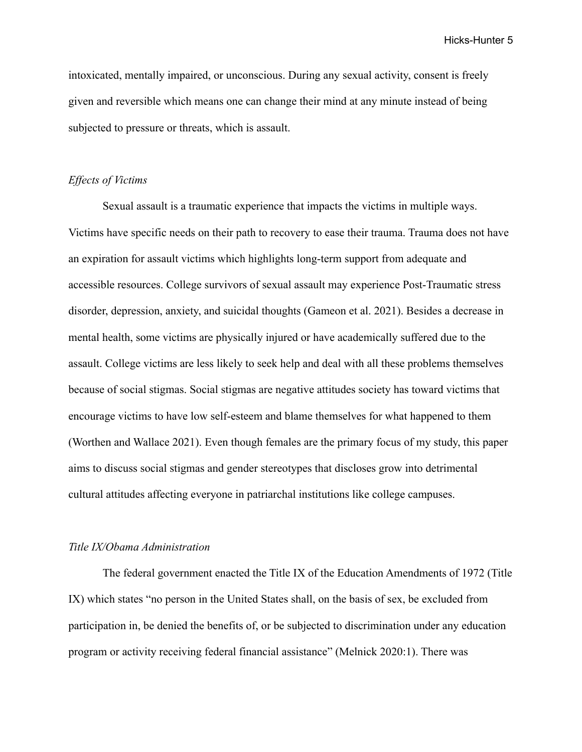intoxicated, mentally impaired, or unconscious. During any sexual activity, consent is freely given and reversible which means one can change their mind at any minute instead of being subjected to pressure or threats, which is assault.

*Effects of Victims*

Sexual assault is a traumatic experience that impacts the victims in multiple ways. Victims have specific needs on their path to recovery to ease their trauma. Trauma does not have an expiration for assault victims which highlights long-term support from adequate and accessible resources. College survivors of sexual assault may experience Post-Traumatic stress disorder, depression, anxiety, and suicidal thoughts (Gameon et al. 2021). Besides a decrease in mental health, some victims are physically injured or have academically suffered due to the assault. College victims are less likely to seek help and deal with all these problems themselves because of social stigmas. Social stigmas are negative attitudes society has toward victims that encourage victims to have low self-esteem and blame themselves for what happened to them (Worthen and Wallace 2021). Even though females are the primary focus of my study, this paper aims to discuss social stigmas and gender stereotypes that discloses grow into detrimental cultural attitudes affecting everyone in patriarchal institutions like college campuses.

*Title IX/Obama Administration*

The federal government enacted the Title IX of the Education Amendments of 1972 (Title IX) which states "no person in the United States shall, on the basis of sex, be excluded from participation in, be denied the benefits of, or be subjected to discrimination under any education program or activity receiving federal financial assistance" (Melnick 2020:1). There was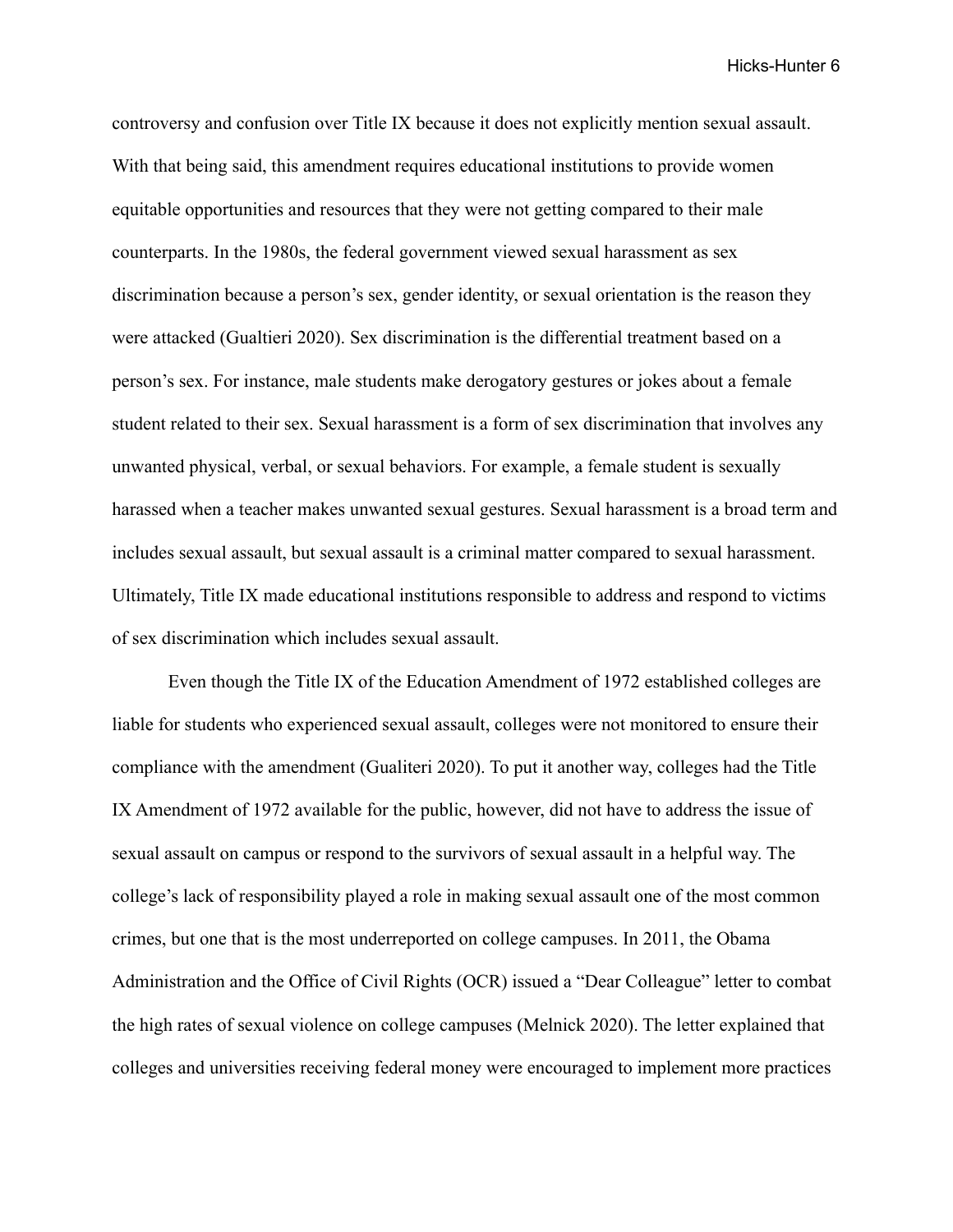controversy and confusion over Title IX because it does not explicitly mention sexual assault. With that being said, this amendment requires educational institutions to provide women equitable opportunities and resources that they were not getting compared to their male counterparts. In the 1980s, the federal government viewed sexual harassment as sex discrimination because a person's sex, gender identity, or sexual orientation is the reason they were attacked (Gualtieri 2020). Sex discrimination is the differential treatment based on a person's sex. For instance, male students make derogatory gestures or jokes about a female student related to their sex. Sexual harassment is a form of sex discrimination that involves any unwanted physical, verbal, or sexual behaviors. For example, a female student is sexually harassed when a teacher makes unwanted sexual gestures. Sexual harassment is a broad term and includes sexual assault, but sexual assault is a criminal matter compared to sexual harassment. Ultimately, Title IX made educational institutions responsible to address and respond to victims of sex discrimination which includes sexual assault.

Even though the Title IX of the Education Amendment of 1972 established colleges are liable for students who experienced sexual assault, colleges were not monitored to ensure their compliance with the amendment (Gualiteri 2020). To put it another way, colleges had the Title IX Amendment of 1972 available for the public, however, did not have to address the issue of sexual assault on campus or respond to the survivors of sexual assault in a helpful way. The college's lack of responsibility played a role in making sexual assault one of the most common crimes, but one that is the most underreported on college campuses. In 2011, the Obama Administration and the Office of Civil Rights (OCR) issued a "Dear Colleague" letter to combat the high rates of sexual violence on college campuses (Melnick 2020). The letter explained that colleges and universities receiving federal money were encouraged to implement more practices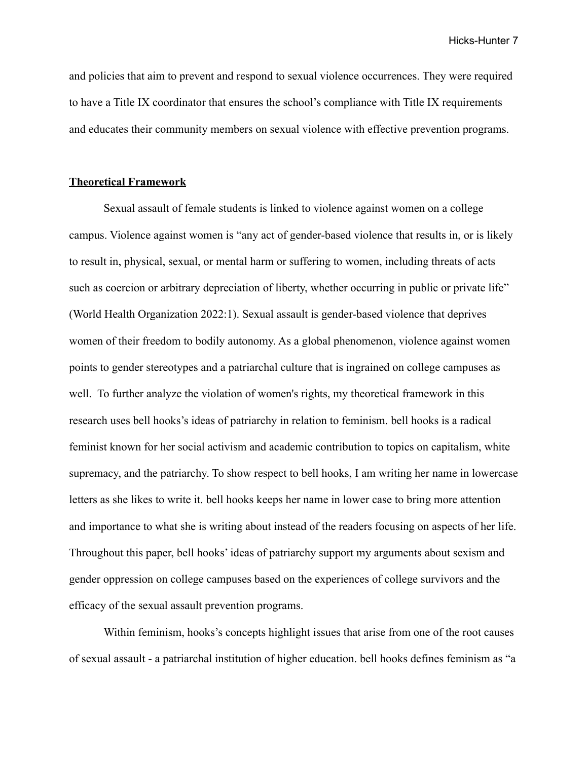and policies that aim to prevent and respond to sexual violence occurrences. They were required to have a Title IX coordinator that ensures the school's compliance with Title IX requirements and educates their community members on sexual violence with effective prevention programs.

## Theoretical Framework

Sexual assault of female students is linked to violence against women on a college campus. Violence against women is "any act of gender-based violence that results in, or is likely to result in, physical, sexual, or mental harm or suffering to women, including threats of acts such as coercion or arbitrary depreciation of liberty, whether occurring in public or private life" (World Health Organization 2022:1). Sexual assault is gender-based violence that deprives women of their freedom to bodily autonomy. As a global phenomenon, violence against women points to gender stereotypes and a patriarchal culture that is ingrained on college campuses as well. To further analyze the violation of women's rights, my theoretical framework in this research uses bell hooks's ideas of patriarchy in relation to feminism. bell hooks is a radical feminist known for her social activism and academic contribution to topics on capitalism, white supremacy, and the patriarchy. To show respect to bell hooks, I am writing her name in lowercase letters as she likes to write it. bell hooks keeps her name in lower case to bring more attention and importance to what she is writing about instead of the readers focusing on aspects of her life. Throughout this paper, bell hooks' ideas of patriarchy support my arguments about sexism and gender oppression on college campuses based on the experiences of college survivors and the efficacy of the sexual assault prevention programs.

Within feminism, hooks's concepts highlight issues that arise from one of the root causes of sexual assault - a patriarchal institution of higher education. bell hooks defines feminism as "a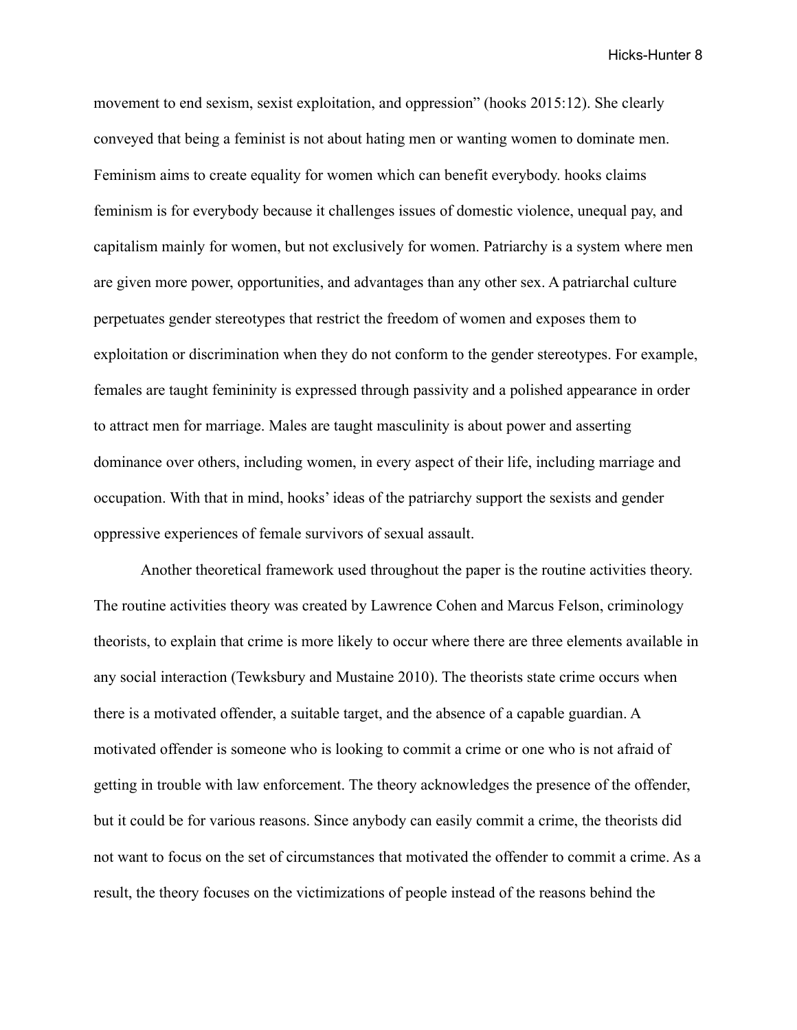movement to end sexism, sexist exploitation, and oppression" (hooks 2015:12). She clearly conveyed that being a feminist is not about hating men or wanting women to dominate men. Feminism aims to create equality for women which can benefit everybody. hooks claims feminism is for everybody because it challenges issues of domestic violence, unequal pay, and capitalism mainly for women, but not exclusively for women. Patriarchy is a system where men are given more power, opportunities, and advantages than any other sex. A patriarchal culture perpetuates gender stereotypes that restrict the freedom of women and exposes them to exploitation or discrimination when they do not conform to the gender stereotypes. For example, females are taught femininity is expressed through passivity and a polished appearance in order to attract men for marriage. Males are taught masculinity is about power and asserting dominance over others, including women, in every aspect of their life, including marriage and occupation. With that in mind, hooks' ideas of the patriarchy support the sexists and gender oppressive experiences of female survivors of sexual assault.

Another theoretical framework used throughout the paper is the routine activities theory. The routine activities theory was created by Lawrence Cohen and Marcus Felson, criminology theorists, to explain that crime is more likely to occur where there are three elements available in any social interaction (Tewksbury and Mustaine 2010). The theorists state crime occurs when there is a motivated offender, a suitable target, and the absence of a capable guardian. A motivated offender is someone who is looking to commit a crime or one who is not afraid of getting in trouble with law enforcement. The theory acknowledges the presence of the offender, but it could be for various reasons. Since anybody can easily commit a crime, the theorists did not want to focus on the set of circumstances that motivated the offender to commit a crime. As a result, the theory focuses on the victimizations of people instead of the reasons behind the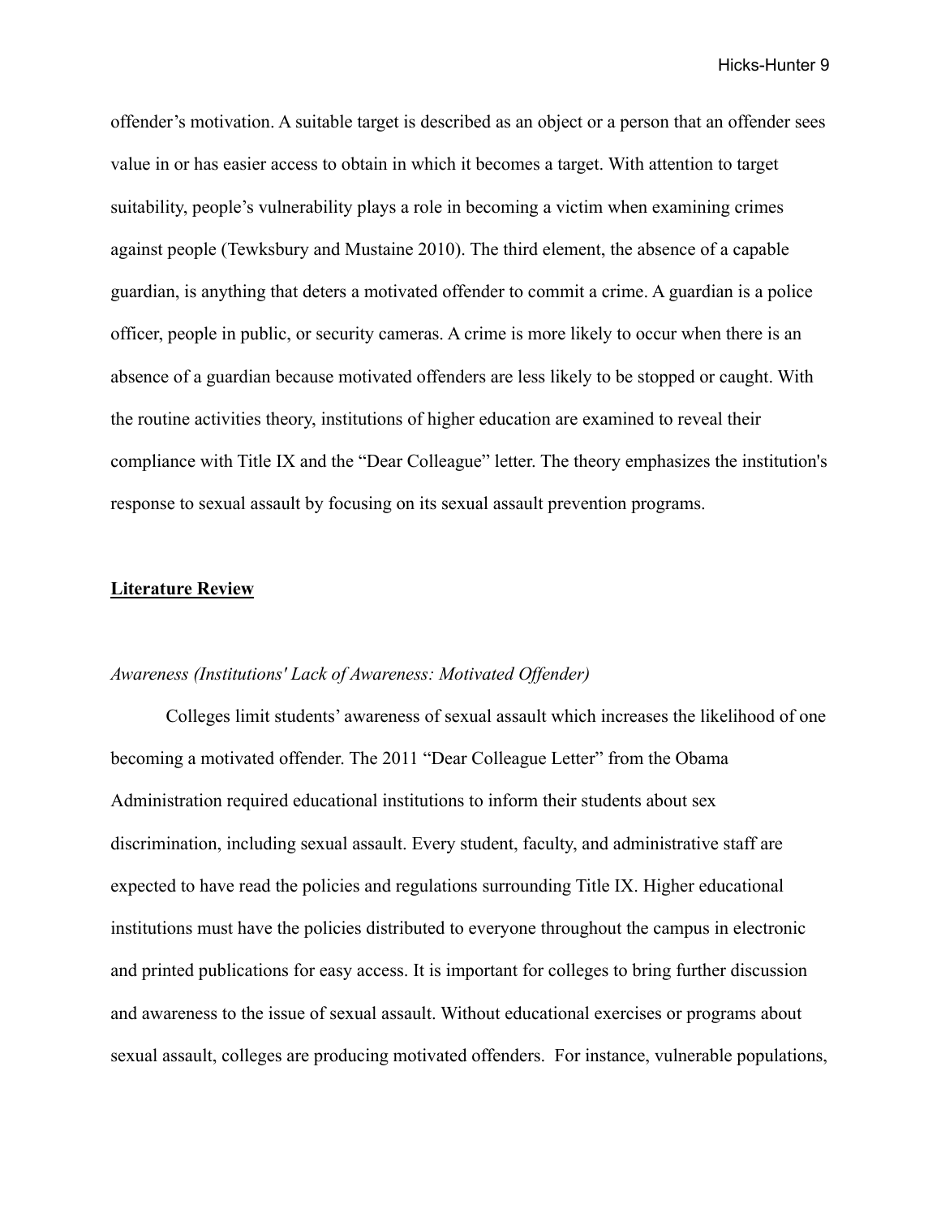offender's motivation. A suitable target is described as an object or a person that an offender sees value in or has easier access to obtain in which it becomes a target. With attention to target suitability, people's vulnerability plays a role in becoming a victim when examining crimes against people (Tewksbury and Mustaine 2010). The third element, the absence of a capable guardian, is anything that deters a motivated offender to commit a crime. A guardian is a police officer, people in public, or security cameras. A crime is more likely to occur when there is an absence of a guardian because motivated offenders are less likely to be stopped or caught. With the routine activities theory, institutions of higher education are examined to reveal their compliance with Title IX and the "Dear Colleague" letter. The theory emphasizes the institution's response to sexual assault by focusing on its sexual assault prevention programs.

## <u>Literature Review</u>

*Awareness (Institutions' Lack of Awareness: Motivated Offender)*

Colleges limit students' awareness of sexual assault which increases the likelihood of one becoming a motivated offender. The 2011 "Dear Colleague Letter" from the Obama Administration required educational institutions to inform their students about sex discrimination, including sexual assault. Every student, faculty, and administrative staff are expected to have read the policies and regulations surrounding Title IX. Higher educational institutions must have the policies distributed to everyone throughout the campus in electronic and printed publications for easy access. It is important for colleges to bring further discussion and awareness to the issue of sexual assault. Without educational exercises or programs about sexual assault, colleges are producing motivated offenders. For instance, vulnerable populations,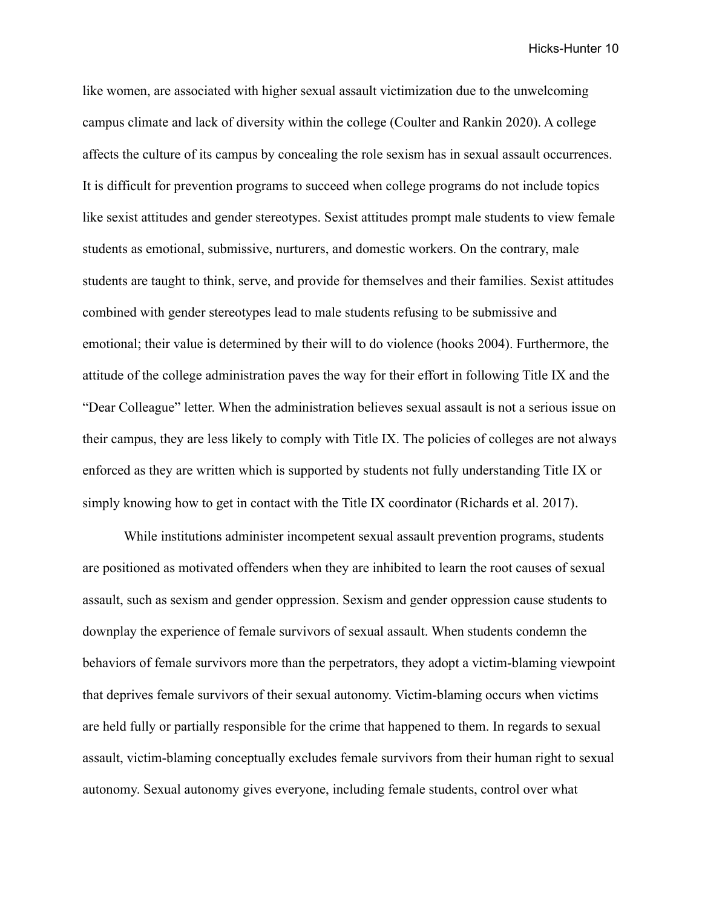like women, are associated with higher sexual assault victimization due to the unwelcoming campus climate and lack of diversity within the college (Coulter and Rankin 2020). A college affects the culture of its campus by concealing the role sexism has in sexual assault occurrences. It is difficult for prevention programs to succeed when college programs do not include topics like sexist attitudes and gender stereotypes. Sexist attitudes prompt male students to view female students as emotional, submissive, nurturers, and domestic workers. On the contrary, male students are taught to think, serve, and provide for themselves and their families. Sexist attitudes combined with gender stereotypes lead to male students refusing to be submissive and emotional; their value is determined by their will to do violence (hooks 2004). Furthermore, the attitude of the college administration paves the way for their effort in following Title IX and the "Dear Colleague" letter. When the administration believes sexual assault is not a serious issue on their campus, they are less likely to comply with Title IX. The policies of colleges are not always enforced as they are written which is supported by students not fully understanding Title IX or simply knowing how to get in contact with the Title IX coordinator (Richards et al. 2017).

While institutions administer incompetent sexual assault prevention programs, students are positioned as motivated offenders when they are inhibited to learn the root causes of sexual assault, such as sexism and gender oppression. Sexism and gender oppression cause students to downplay the experience of female survivors of sexual assault. When students condemn the behaviors of female survivors more than the perpetrators, they adopt a victim-blaming viewpoint that deprives female survivors of their sexual autonomy. Victim-blaming occurs when victims are held fully or partially responsible for the crime that happened to them. In regards to sexual assault, victim-blaming conceptually excludes female survivors from their human right to sexual autonomy. Sexual autonomy gives everyone, including female students, control over what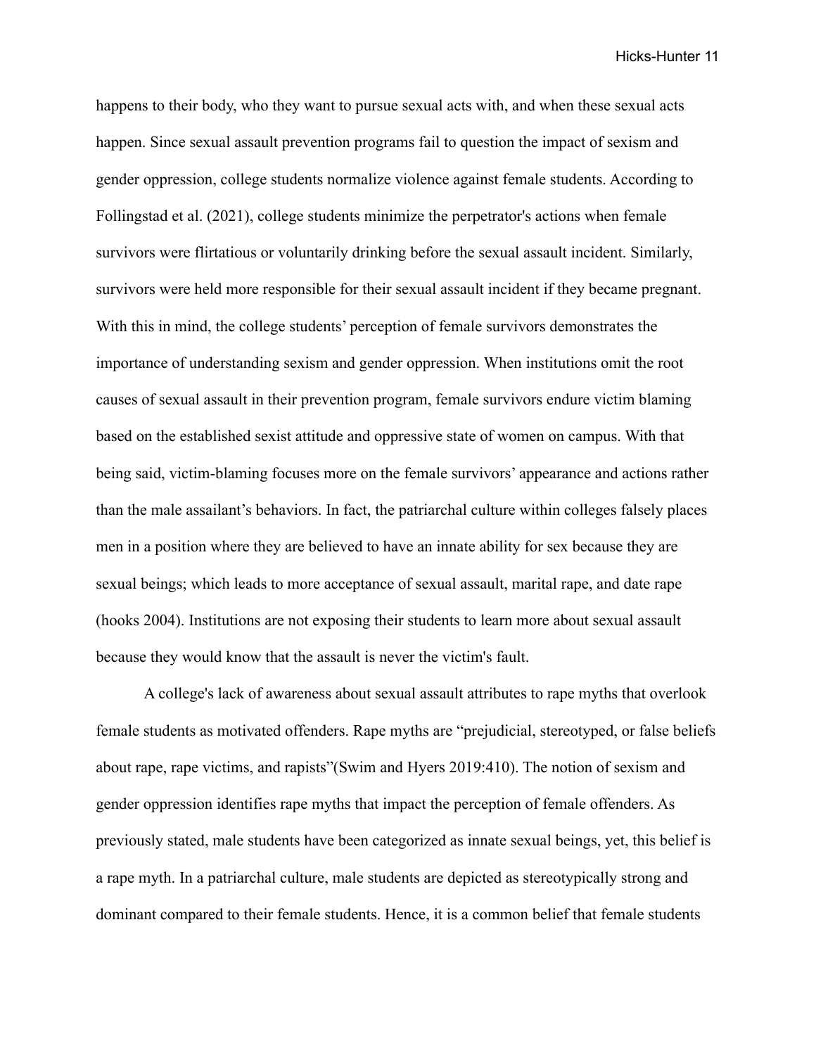happens to their body, who they want to pursue sexual acts with, and when these sexual acts happen. Since sexual assault prevention programs fail to question the impact of sexism and gender oppression, college students normalize violence against female students. According to Follingstad et al. (2021), college students minimize the perpetrator's actions when female survivors were flirtatious or voluntarily drinking before the sexual assault incident. Similarly, survivors were held more responsible for their sexual assault incident if they became pregnant. With this in mind, the college students' perception of female survivors demonstrates the importance of understanding sexism and gender oppression. When institutions omit the root causes of sexual assault in their prevention program, female survivors endure victim blaming based on the established sexist attitude and oppressive state of women on campus. With that being said, victim-blaming focuses more on the female survivors' appearance and actions rather than the male assailant's behaviors. In fact, the patriarchal culture within colleges falsely places men in a position where they are believed to have an innate ability for sex because they are sexual beings; which leads to more acceptance of sexual assault, marital rape, and date rape (hooks 2004). Institutions are not exposing their students to learn more about sexual assault because they would know that the assault is never the victim's fault.

A college's lack of awareness about sexual assault attributes to rape myths that overlook female students as motivated offenders. Rape myths are "prejudicial, stereotyped, or false beliefs about rape, rape victims, and rapists"(Swim and Hyers 2019:410). The notion of sexism and gender oppression identifies rape myths that impact the perception of female offenders. As previously stated, male students have been categorized as innate sexual beings, yet, this belief is a rape myth. In a patriarchal culture, male students are depicted as stereotypically strong and dominant compared to their female students. Hence, it is a common belief that female students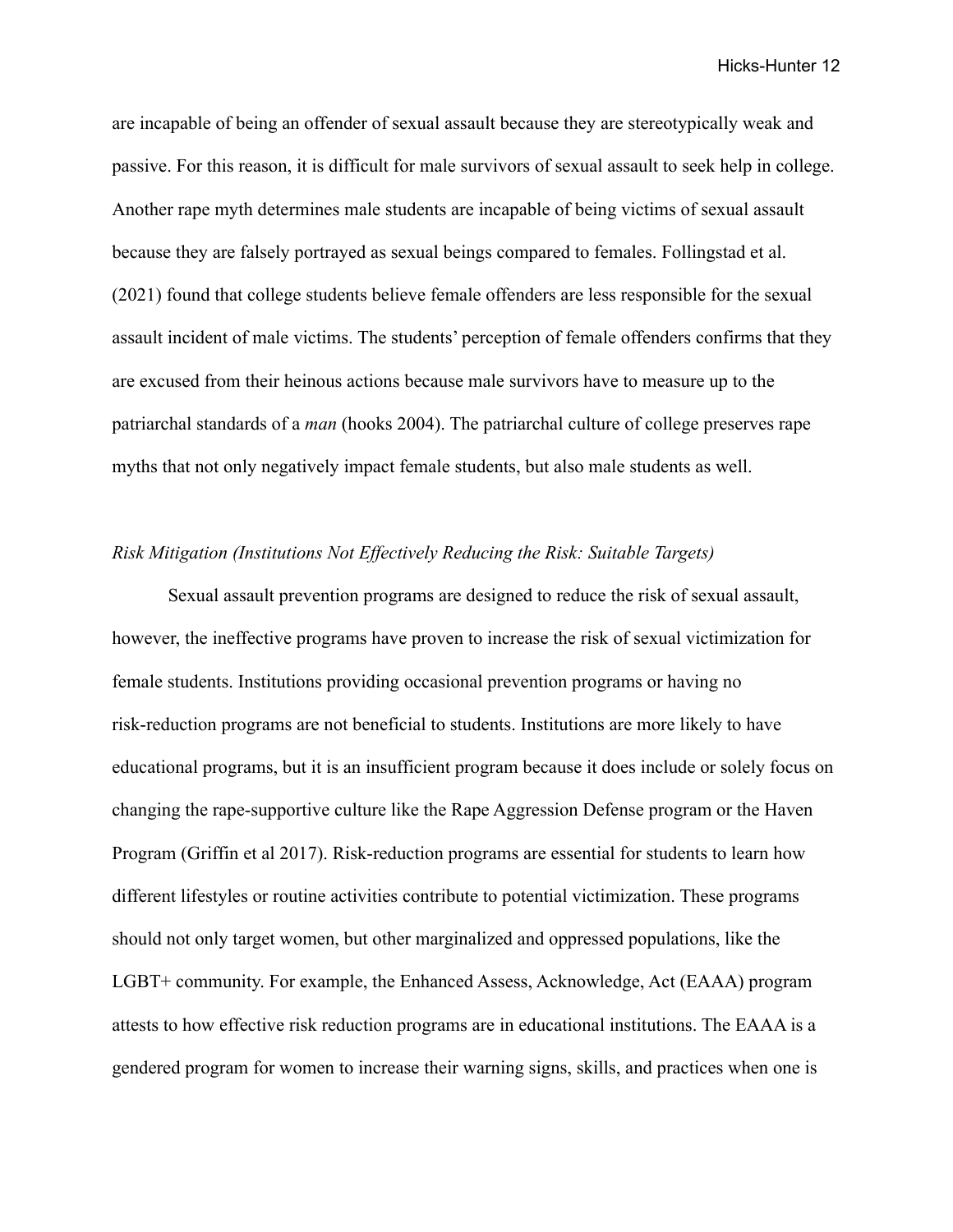are incapable of being an offender of sexual assault because they are stereotypically weak and passive. For this reason, it is difficult for male survivors of sexual assault to seek help in college. Another rape myth determines male students are incapable of being victims of sexual assault because they are falsely portrayed as sexual beings compared to females. Follingstad et al. (2021) found that college students believe female offenders are less responsible for the sexual assault incident of male victims. The students' perception of female offenders confirms that they are excused from their heinous actions because male survivors have to measure up to the patriarchal standards of a *man* (hooks 2004). The patriarchal culture of college preserves rape myths that not only negatively impact female students, but also male students as well.

*Risk Mitigation (Institutions Not Effectively Reducing the Risk: Suitable Targets)*

Sexual assault prevention programs are designed to reduce the risk of sexual assault, however, the ineffective programs have proven to increase the risk of sexual victimization for female students. Institutions providing occasional prevention programs or having no risk-reduction programs are not beneficial to students. Institutions are more likely to have educational programs, but it is an insufficient program because it does include or solely focus on changing the rape-supportive culture like the Rape Aggression Defense program or the Haven Program (Griffin et al 2017). Risk-reduction programs are essential for students to learn how different lifestyles or routine activities contribute to potential victimization. These programs should not only target women, but other marginalized and oppressed populations, like the LGBT+ community. For example, the Enhanced Assess, Acknowledge, Act (EAAA) program attests to how effective risk reduction programs are in educational institutions. The EAAA is a gendered program for women to increase their warning signs, skills, and practices when one is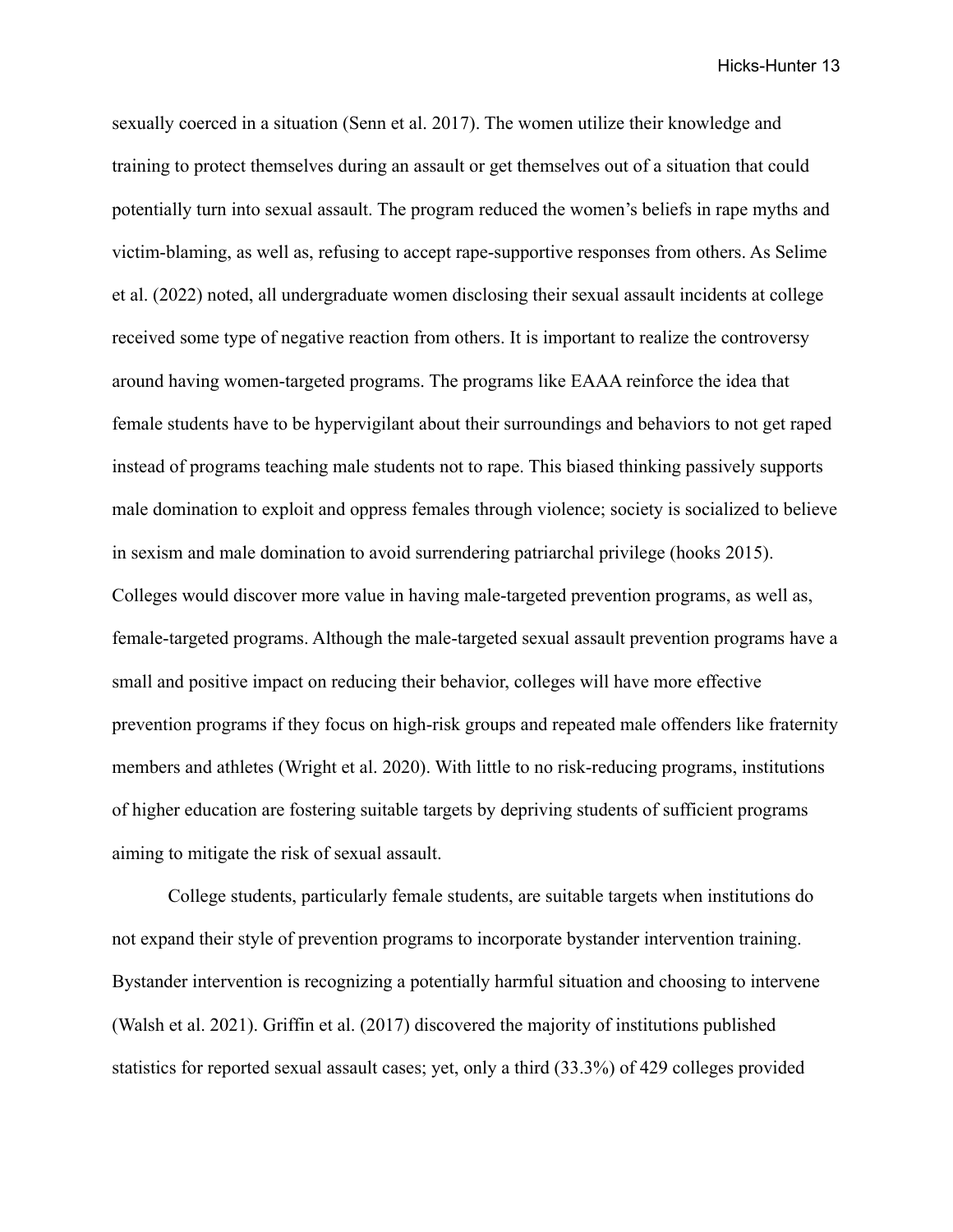sexually coerced in a situation (Senn et al. 2017). The women utilize their knowledge and training to protect themselves during an assault or get themselves out of a situation that could potentially turn into sexual assault. The program reduced the women's beliefs in rape myths and victim-blaming, as well as, refusing to accept rape-supportive responses from others. As Selime et al. (2022) noted, all undergraduate women disclosing their sexual assault incidents at college received some type of negative reaction from others. It is important to realize the controversy around having women-targeted programs. The programs like EAAA reinforce the idea that female students have to be hypervigilant about their surroundings and behaviors to not get raped instead of programs teaching male students not to rape. This biased thinking passively supports male domination to exploit and oppress females through violence; society is socialized to believe in sexism and male domination to avoid surrendering patriarchal privilege (hooks 2015). Colleges would discover more value in having male-targeted prevention programs, as well as, female-targeted programs. Although the male-targeted sexual assault prevention programs have a small and positive impact on reducing their behavior, colleges will have more effective prevention programs if they focus on high-risk groups and repeated male offenders like fraternity members and athletes (Wright et al. 2020). With little to no risk-reducing programs, institutions of higher education are fostering suitable targets by depriving students of sufficient programs aiming to mitigate the risk of sexual assault.

College students, particularly female students, are suitable targets when institutions do not expand their style of prevention programs to incorporate bystander intervention training. Bystander intervention is recognizing a potentially harmful situation and choosing to intervene (Walsh et al. 2021). Griffin et al. (2017) discovered the majority of institutions published statistics for reported sexual assault cases; yet, only a third (33.3%) of 429 colleges provided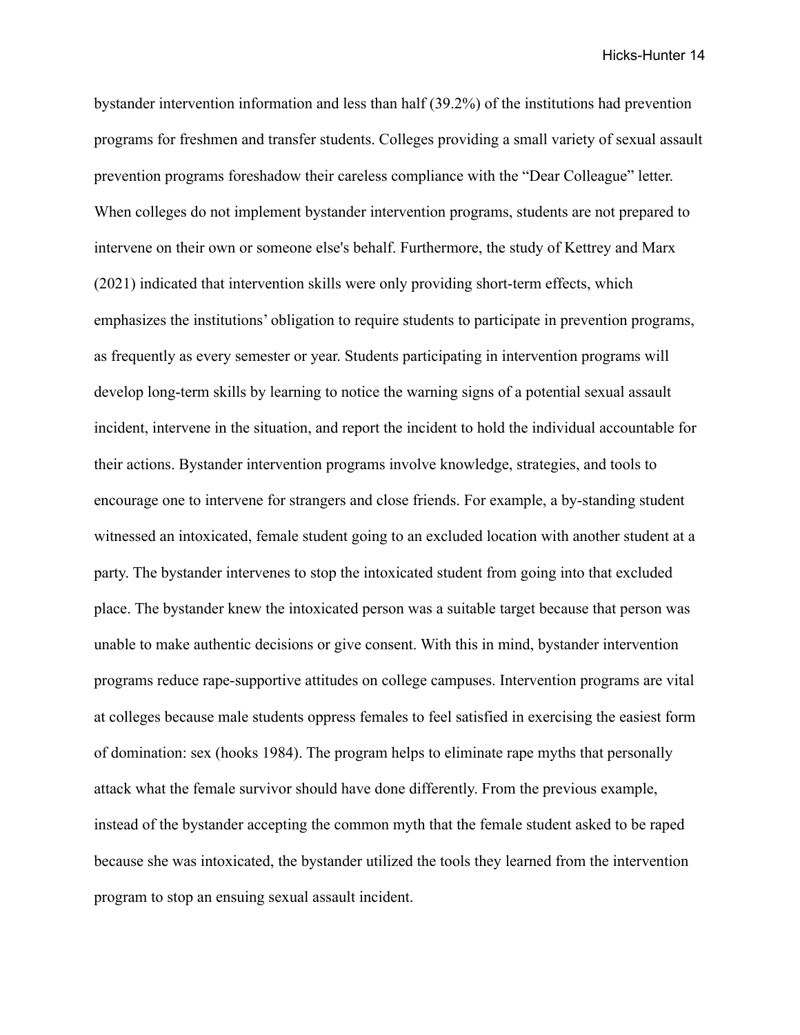bystander intervention information and less than half (39.2%) of the institutions had prevention programs for freshmen and transfer students. Colleges providing a small variety of sexual assault prevention programs foreshadow their careless compliance with the "Dear Colleague" letter. When colleges do not implement bystander intervention programs, students are not prepared to intervene on their own or someone else's behalf. Furthermore, the study of Kettrey and Marx (2021) indicated that intervention skills were only providing short-term effects, which emphasizes the institutions' obligation to require students to participate in prevention programs, as frequently as every semester or year. Students participating in intervention programs will develop long-term skills by learning to notice the warning signs of a potential sexual assault incident, intervene in the situation, and report the incident to hold the individual accountable for their actions. Bystander intervention programs involve knowledge, strategies, and tools to encourage one to intervene for strangers and close friends. For example, a by-standing student witnessed an intoxicated, female student going to an excluded location with another student at a party. The bystander intervenes to stop the intoxicated student from going into that excluded place. The bystander knew the intoxicated person was a suitable target because that person was unable to make authentic decisions or give consent. With this in mind, bystander intervention programs reduce rape-supportive attitudes on college campuses. Intervention programs are vital at colleges because male students oppress females to feel satisfied in exercising the easiest form of domination: sex (hooks 1984). The program helps to eliminate rape myths that personally attack what the female survivor should have done differently. From the previous example, instead of the bystander accepting the common myth that the female student asked to be raped because she was intoxicated, the bystander utilized the tools they learned from the intervention program to stop an ensuing sexual assault incident.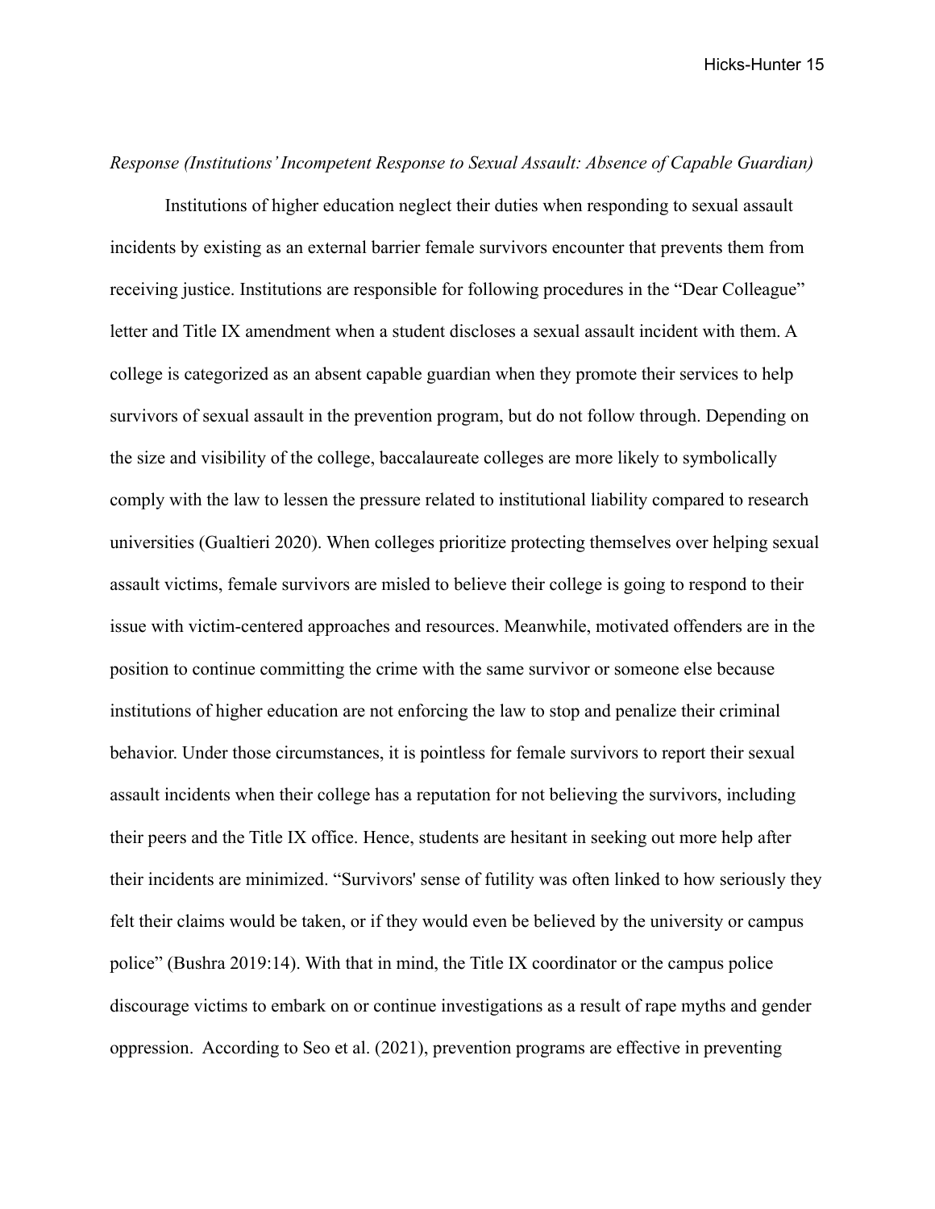*Response (Institutions' Incompetent Response to Sexual Assault: Absence of Capable Guardian)*

Institutions of higher education neglect their duties when responding to sexual assault incidents by existing as an external barrier female survivors encounter that prevents them from receiving justice. Institutions are responsible for following procedures in the "Dear Colleague" letter and Title IX amendment when a student discloses a sexual assault incident with them. A college is categorized as an absent capable guardian when they promote their services to help survivors of sexual assault in the prevention program, but do not follow through. Depending on the size and visibility of the college, baccalaureate colleges are more likely to symbolically comply with the law to lessen the pressure related to institutional liability compared to research universities (Gualtieri 2020). When colleges prioritize protecting themselves over helping sexual assault victims, female survivors are misled to believe their college is going to respond to their issue with victim-centered approaches and resources. Meanwhile, motivated offenders are in the position to continue committing the crime with the same survivor or someone else because institutions of higher education are not enforcing the law to stop and penalize their criminal behavior. Under those circumstances, it is pointless for female survivors to report their sexual assault incidents when their college has a reputation for not believing the survivors, including their peers and the Title IX office. Hence, students are hesitant in seeking out more help after their incidents are minimized. "Survivors' sense of futility was often linked to how seriously they felt their claims would be taken, or if they would even be believed by the university or campus police" (Bushra 2019:14). With that in mind, the Title IX coordinator or the campus police discourage victims to embark on or continue investigations as a result of rape myths and gender oppression. According to Seo et al. (2021), prevention programs are effective in preventing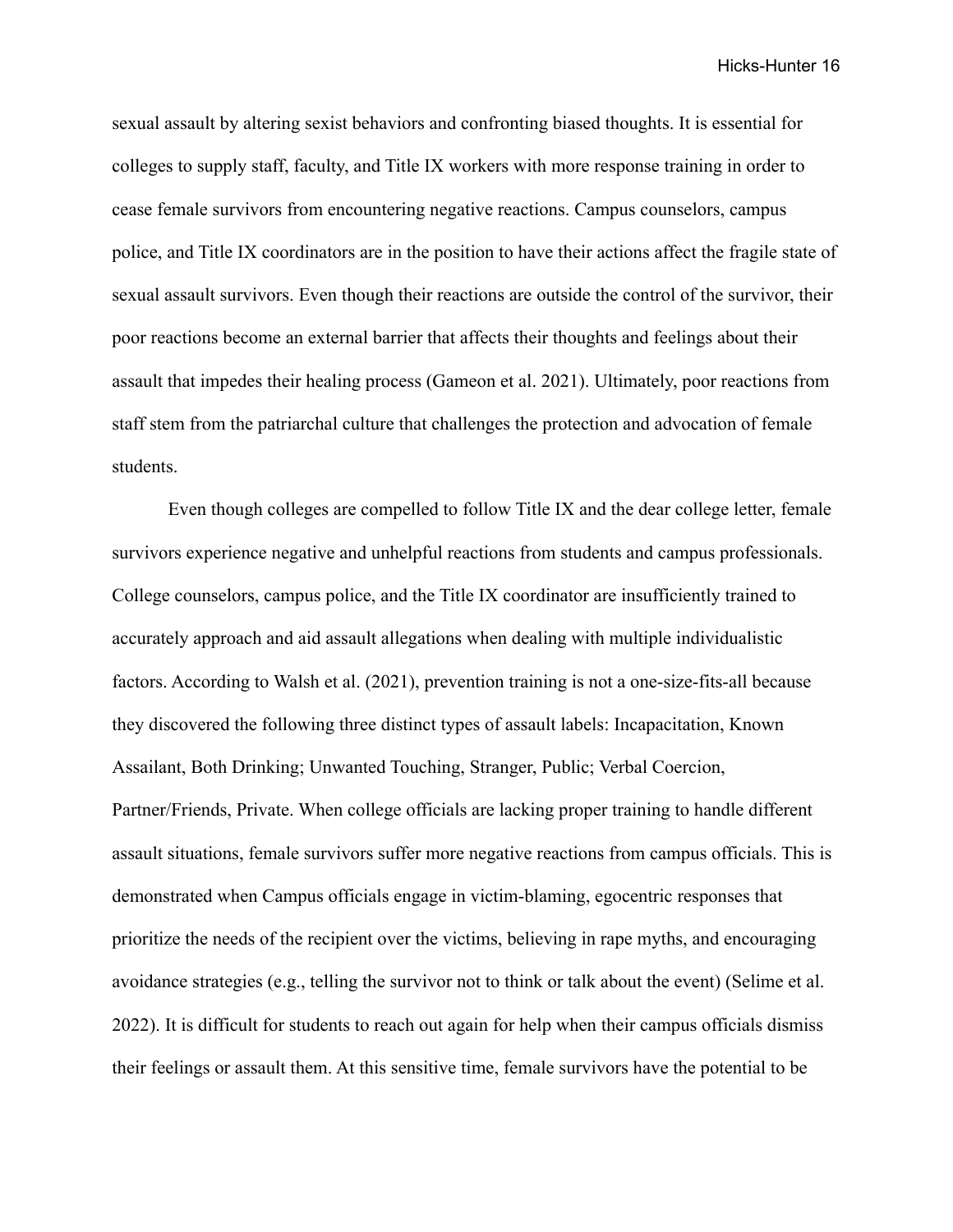sexual assault by altering sexist behaviors and confronting biased thoughts. It is essential for colleges to supply staff, faculty, and Title IX workers with more response training in order to cease female survivors from encountering negative reactions. Campus counselors, campus police, and Title IX coordinators are in the position to have their actions affect the fragile state of sexual assault survivors. Even though their reactions are outside the control of the survivor, their poor reactions become an external barrier that affects their thoughts and feelings about their assault that impedes their healing process (Gameon et al. 2021). Ultimately, poor reactions from staff stem from the patriarchal culture that challenges the protection and advocation of female students.

Even though colleges are compelled to follow Title IX and the dear college letter, female survivors experience negative and unhelpful reactions from students and campus professionals. College counselors, campus police, and the Title IX coordinator are insufficiently trained to accurately approach and aid assault allegations when dealing with multiple individualistic factors. According to Walsh et al. (2021), prevention training is not a one-size-fits-all because they discovered the following three distinct types of assault labels: Incapacitation, Known Assailant, Both Drinking; Unwanted Touching, Stranger, Public; Verbal Coercion, Partner/Friends, Private. When college officials are lacking proper training to handle different assault situations, female survivors suffer more negative reactions from campus officials. This is demonstrated when Campus officials engage in victim-blaming, egocentric responses that prioritize the needs of the recipient over the victims, believing in rape myths, and encouraging avoidance strategies (e.g., telling the survivor not to think or talk about the event) (Selime et al. 2022). It is difficult for students to reach out again for help when their campus officials dismiss their feelings or assault them. At this sensitive time, female survivors have the potential to be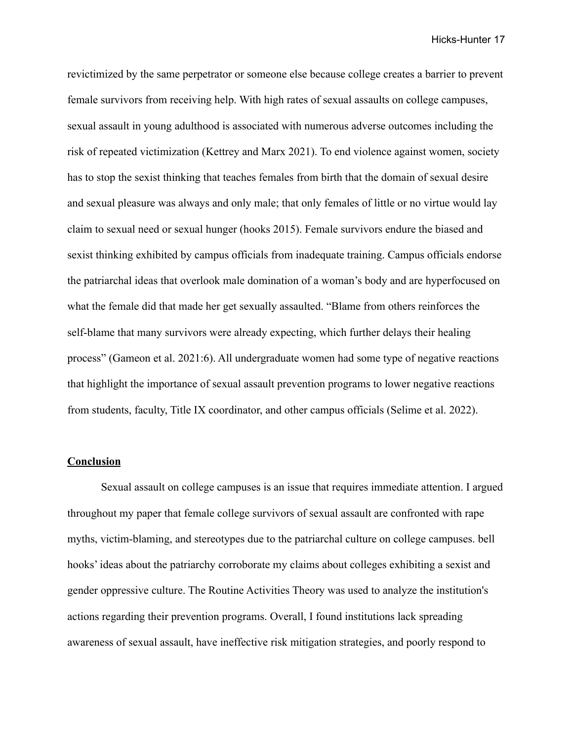revictimized by the same perpetrator or someone else because college creates a barrier to prevent female survivors from receiving help. With high rates of sexual assaults on college campuses, sexual assault in young adulthood is associated with numerous adverse outcomes including the risk of repeated victimization (Kettrey and Marx 2021). To end violence against women, society has to stop the sexist thinking that teaches females from birth that the domain of sexual desire and sexual pleasure was always and only male; that only females of little or no virtue would lay claim to sexual need or sexual hunger (hooks 2015). Female survivors endure the biased and sexist thinking exhibited by campus officials from inadequate training. Campus officials endorse the patriarchal ideas that overlook male domination of a woman's body and are hyperfocused on what the female did that made her get sexually assaulted. "Blame from others reinforces the self-blame that many survivors were already expecting, which further delays their healing process" (Gameon et al. 2021:6). All undergraduate women had some type of negative reactions that highlight the importance of sexual assault prevention programs to lower negative reactions from students, faculty, Title IX coordinator, and other campus officials (Selime et al. 2022).

## **Conclusion**

Sexual assault on college campuses is an issue that requires immediate attention. I argued throughout my paper that female college survivors of sexual assault are confronted with rape myths, victim-blaming, and stereotypes due to the patriarchal culture on college campuses. bell hooks' ideas about the patriarchy corroborate my claims about colleges exhibiting a sexist and gender oppressive culture. The Routine Activities Theory was used to analyze the institution's actions regarding their prevention programs. Overall, I found institutions lack spreading awareness of sexual assault, have ineffective risk mitigation strategies, and poorly respond to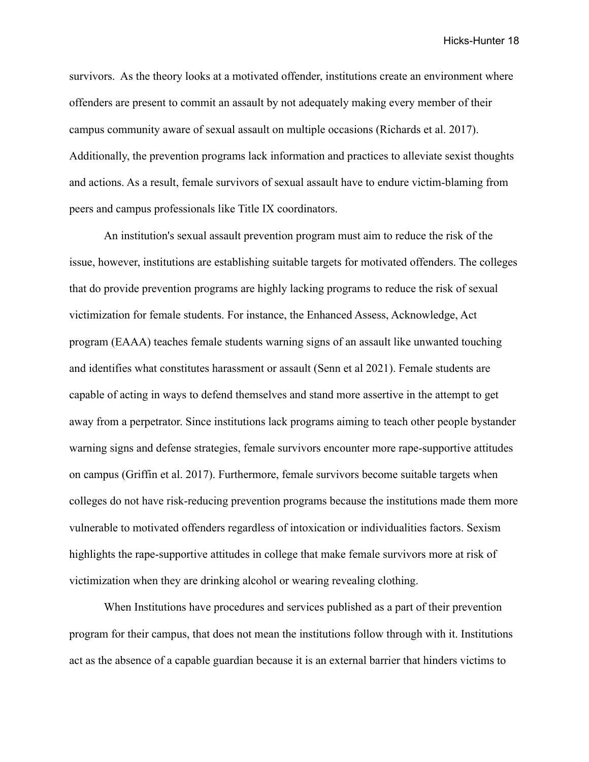survivors. As the theory looks at a motivated offender, institutions create an environment where offenders are present to commit an assault by not adequately making every member of their campus community aware of sexual assault on multiple occasions (Richards et al. 2017). Additionally, the prevention programs lack information and practices to alleviate sexist thoughts and actions. As a result, female survivors of sexual assault have to endure victim-blaming from peers and campus professionals like Title IX coordinators.

An institution's sexual assault prevention program must aim to reduce the risk of the issue, however, institutions are establishing suitable targets for motivated offenders. The colleges that do provide prevention programs are highly lacking programs to reduce the risk of sexual victimization for female students. For instance, the Enhanced Assess, Acknowledge, Act program (EAAA) teaches female students warning signs of an assault like unwanted touching and identifies what constitutes harassment or assault (Senn et al 2021). Female students are capable of acting in ways to defend themselves and stand more assertive in the attempt to get away from a perpetrator. Since institutions lack programs aiming to teach other people bystander warning signs and defense strategies, female survivors encounter more rape-supportive attitudes on campus (Griffin et al. 2017). Furthermore, female survivors become suitable targets when colleges do not have risk-reducing prevention programs because the institutions made them more vulnerable to motivated offenders regardless of intoxication or individualities factors. Sexism highlights the rape-supportive attitudes in college that make female survivors more at risk of victimization when they are drinking alcohol or wearing revealing clothing.

When Institutions have procedures and services published as a part of their prevention program for their campus, that does not mean the institutions follow through with it. Institutions act as the absence of a capable guardian because it is an external barrier that hinders victims to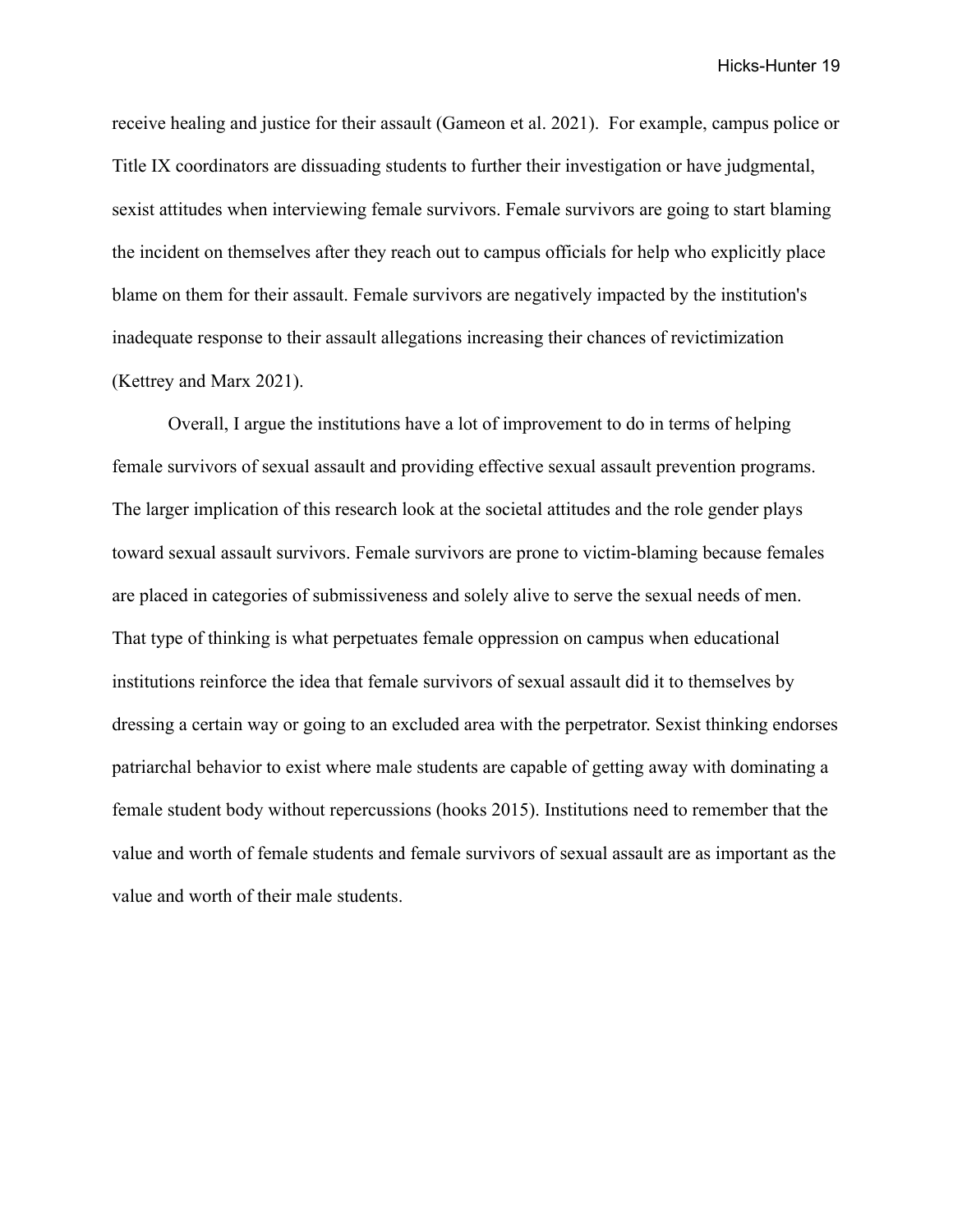receive healing and justice for their assault (Gameon et al. 2021). For example, campus police or Title IX coordinators are dissuading students to further their investigation or have judgmental, sexist attitudes when interviewing female survivors. Female survivors are going to start blaming the incident on themselves after they reach out to campus officials for help who explicitly place blame on them for their assault. Female survivors are negatively impacted by the institution's inadequate response to their assault allegations increasing their chances of revictimization (Kettrey and Marx 2021).

Overall, I argue the institutions have a lot of improvement to do in terms of helping female survivors of sexual assault and providing effective sexual assault prevention programs. The larger implication of this research look at the societal attitudes and the role gender plays toward sexual assault survivors. Female survivors are prone to victim-blaming because females are placed in categories of submissiveness and solely alive to serve the sexual needs of men. That type of thinking is what perpetuates female oppression on campus when educational institutions reinforce the idea that female survivors of sexual assault did it to themselves by dressing a certain way or going to an excluded area with the perpetrator. Sexist thinking endorses patriarchal behavior to exist where male students are capable of getting away with dominating a female student body without repercussions (hooks 2015). Institutions need to remember that the value and worth of female students and female survivors of sexual assault are as important as the value and worth of their male students.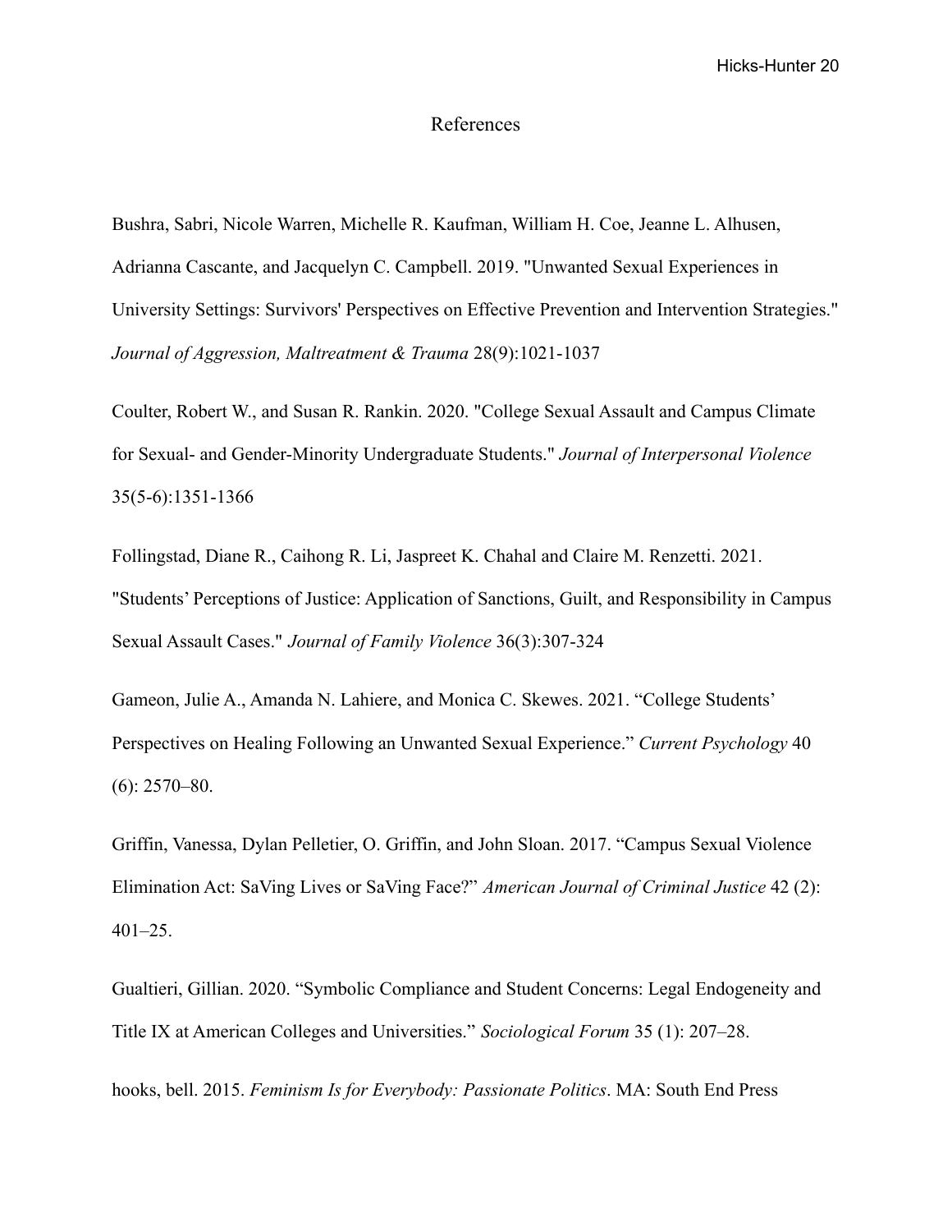# References

Bushra, Sabri, Nicole Warren, Michelle R. Kaufman, William H. Coe, Jeanne L. Alhusen, Adrianna Cascante, and Jacquelyn C. Campbell. 2019. "Unwanted Sexual Experiences in University Settings: Survivors' Perspectives on Effective Prevention and Intervention Strategies." *Journal of Aggression, Maltreatment & Trauma* 28(9):1021-1037

Coulter, Robert W., and Susan R. Rankin. 2020. "College Sexual Assault and Campus Climate for Sexual- and Gender-Minority Undergraduate Students." *Journal of Interpersonal Violence* 35(5-6):1351-1366

Follingstad, Diane R., Caihong R. Li, Jaspreet K. Chahal and Claire M. Renzetti. 2021. "Students' Perceptions of Justice: Application of Sanctions, Guilt, and Responsibility in Campus Sexual Assault Cases." *Journal of Family Violence* 36(3):307-324

Gameon, Julie A., Amanda N. Lahiere, and Monica C. Skewes. 2021. "College Students' Perspectives on Healing Following an Unwanted Sexual Experience." *Current Psychology* 40 (6): 2570–80.

Griffin, Vanessa, Dylan Pelletier, O. Griffin, and John Sloan. 2017. "Campus Sexual Violence Elimination Act: SaVing Lives or SaVing Face?" *American Journal of Criminal Justice* 42 (2): 401–25.

Gualtieri, Gillian. 2020. "Symbolic Compliance and Student Concerns: Legal Endogeneity and Title IX at American Colleges and Universities." *Sociological Forum* 35 (1): 207–28.

hooks, bell. 2015. *Feminism Is for Everybody: Passionate Politics*. MA: South End Press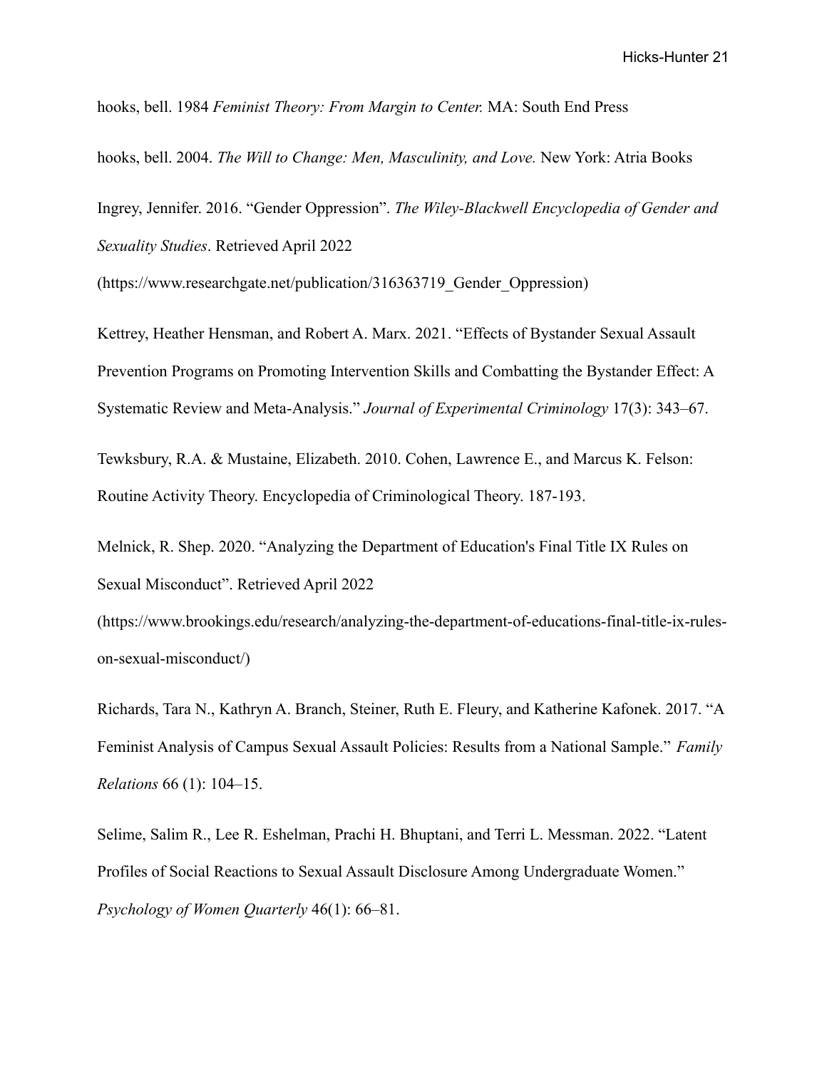hooks, bell. 1984 *Feminist Theory: From Margin to Center.* MA: South End Press

hooks, bell. 2004. *The Will to Change: Men, Masculinity, and Love.* New York: Atria Books

Ingrey, Jennifer. 2016. "Gender Oppression". *The Wiley-Blackwell Encyclopedia of Gender and Sexuality Studies*. Retrieved April 2022 (https://www.researchgate.net/publication/316363719_Gender_Oppression)

Kettrey, Heather Hensman, and Robert A. Marx. 2021. "Effects of Bystander Sexual Assault Prevention Programs on Promoting Intervention Skills and Combatting the Bystander Effect: A Systematic Review and Meta-Analysis." *Journal of Experimental Criminology* 17(3): 343–67.

Tewksbury, R.A. & Mustaine, Elizabeth. 2010. Cohen, Lawrence E., and Marcus K. Felson: Routine Activity Theory. Encyclopedia of Criminological Theory. 187-193.

Melnick, R. Shep. 2020. "Analyzing the Department of Education's Final Title IX Rules on Sexual Misconduct". Retrieved April 2022 (https://www.brookings.edu/research/analyzing-the-department-of-educations-final-title-ix-rules-on-sexual-misconduct/)

Richards, Tara N., Kathryn A. Branch, Steiner, Ruth E. Fleury, and Katherine Kafonek. 2017. "A Feminist Analysis of Campus Sexual Assault Policies: Results from a National Sample." *Family Relations* 66 (1): 104–15.

Selime, Salim R., Lee R. Eshelman, Prachi H. Bhuptani, and Terri L. Messman. 2022. "Latent Profiles of Social Reactions to Sexual Assault Disclosure Among Undergraduate Women." *Psychology of Women Quarterly* 46(1): 66–81.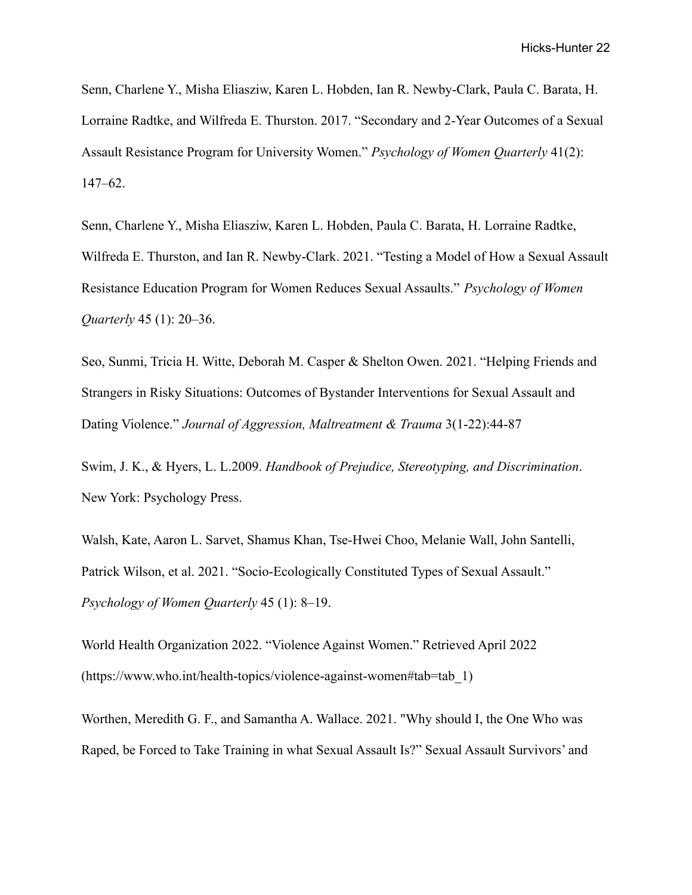Senn, Charlene Y., Misha Eliasziw, Karen L. Hobden, Ian R. Newby-Clark, Paula C. Barata, H. Lorraine Radtke, and Wilfreda E. Thurston. 2017. “Secondary and 2-Year Outcomes of a Sexual Assault Resistance Program for University Women.” *Psychology of Women Quarterly* 41(2): 147–62.

Senn, Charlene Y., Misha Eliasziw, Karen L. Hobden, Paula C. Barata, H. Lorraine Radtke, Wilfreda E. Thurston, and Ian R. Newby-Clark. 2021. “Testing a Model of How a Sexual Assault Resistance Education Program for Women Reduces Sexual Assaults.” *Psychology of Women Quarterly* 45 (1): 20–36.

Seo, Sunmi, Tricia H. Witte, Deborah M. Casper & Shelton Owen. 2021. “Helping Friends and Strangers in Risky Situations: Outcomes of Bystander Interventions for Sexual Assault and Dating Violence.” *Journal of Aggression, Maltreatment & Trauma* 3(1-22):44-87

Swim, J. K., & Hyers, L. L.2009. *Handbook of Prejudice, Stereotyping, and Discrimination*. New York: Psychology Press.

Walsh, Kate, Aaron L. Sarvet, Shamus Khan, Tse-Hwei Choo, Melanie Wall, John Santelli, Patrick Wilson, et al. 2021. “Socio-Ecologically Constituted Types of Sexual Assault.” *Psychology of Women Quarterly* 45 (1): 8–19.

World Health Organization 2022. “Violence Against Women.” Retrieved April 2022 (https://www.who.int/health-topics/violence-against-women#tab=tab_1)

Worthen, Meredith G. F., and Samantha A. Wallace. 2021. "Why should I, the One Who was Raped, be Forced to Take Training in what Sexual Assault Is?” Sexual Assault Survivors’ and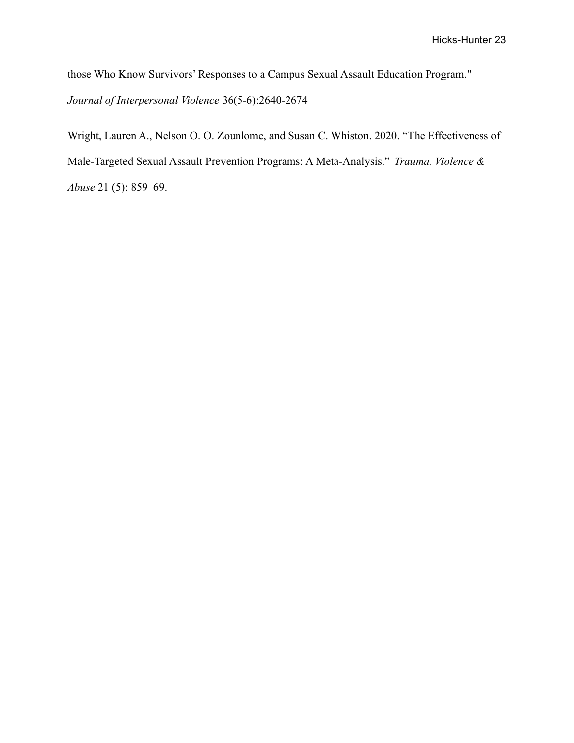those Who Know Survivors' Responses to a Campus Sexual Assault Education Program." *Journal of Interpersonal Violence* 36(5-6):2640-2674

Wright, Lauren A., Nelson O. O. Zounlome, and Susan C. Whiston. 2020. "The Effectiveness of Male-Targeted Sexual Assault Prevention Programs: A Meta-Analysis." *Trauma, Violence & Abuse* 21 (5): 859–69.